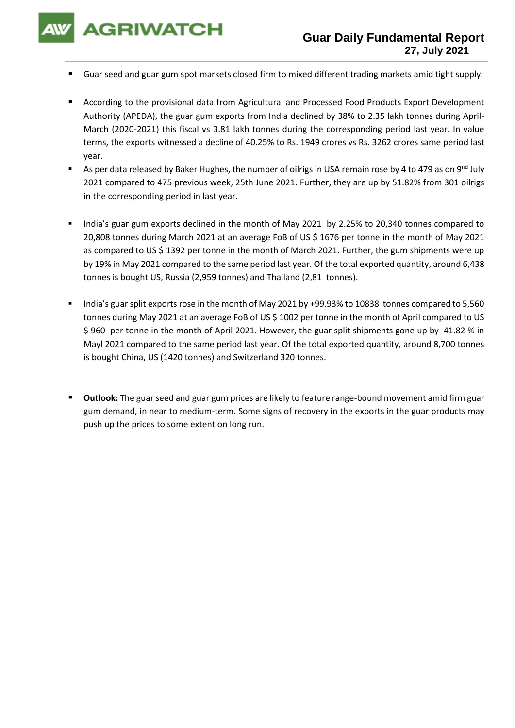# Guar Daily Fundamental Report

**27, July 2021**

- Guar seed and guar gum spot markets closed firm to mixed different trading markets amid tight supply.

- According to the provisional data from Agricultural and Processed Food Products Export Development Authority (APEDA), the guar gum exports from India declined by 38% to 2.35 lakh tonnes during April-March (2020-2021) this fiscal vs 3.81 lakh tonnes during the corresponding period last year. In value terms, the exports witnessed a decline of 40.25% to Rs. 1949 crores vs Rs. 3262 crores same period last year.
- As per data released by Baker Hughes, the number of oilrigs in USA remain rose by 4 to 479 as on 9nd July 2021 compared to 475 previous week, 25th June 2021. Further, they are up by 51.82% from 301 oilrigs in the corresponding period in last year.

- India's guar gum exports declined in the month of May 2021 by 2.25% to 20,340 tonnes compared to 20,808 tonnes during March 2021 at an average FoB of US $ 1676 per tonne in the month of May 2021 as compared to US $ 1392 per tonne in the month of March 2021. Further, the gum shipments were up by 19% in May 2021 compared to the same period last year. Of the total exported quantity, around 6,438 tonnes is bought US, Russia (2,959 tonnes) and Thailand (2,81 tonnes).

- India's guar split exports rose in the month of May 2021 by +99.93% to 10838 tonnes compared to 5,560 tonnes during May 2021 at an average FoB of US $ 1002 per tonne in the month of April compared to US $ 960 per tonne in the month of April 2021. However, the guar split shipments gone up by 41.82 % in Mayl 2021 compared to the same period last year. Of the total exported quantity, around 8,700 tonnes is bought China, US (1420 tonnes) and Switzerland 320 tonnes.

- **Outlook:** The guar seed and guar gum prices are likely to feature range-bound movement amid firm guar gum demand, in near to medium-term. Some signs of recovery in the exports in the guar products may push up the prices to some extent on long run.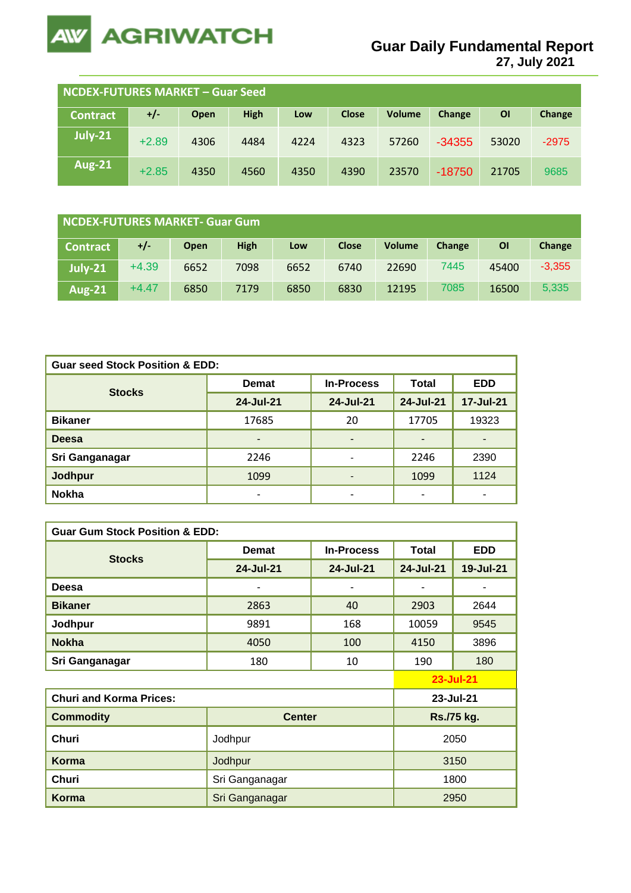# Guar Daily Fundamental Report
**27, July 2021**

| NCDEX-FUTURES MARKET – Guar Seed | | | | | | | | | |
|---|---|---|---|---|---|---|---|---|---|
| Contract | +/- | Open | High | Low | Close | Volume | Change | OI | Change |
| July-21 | +2.89 | 4306 | 4484 | 4224 | 4323 | 57260 | -34355 | 53020 | -2975 |
| Aug-21 | +2.85 | 4350 | 4560 | 4350 | 4390 | 23570 | -18750 | 21705 | 9685 |

| NCDEX-FUTURES MARKET- Guar Gum | | | | | | | | | |
|---|---|---|---|---|---|---|---|---|---|
| Contract | +/- | Open | High | Low | Close | Volume | Change | OI | Change |
| July-21 | +4.39 | 6652 | 7098 | 6652 | 6740 | 22690 | 7445 | 45400 | -3,355 |
| Aug-21 | +4.47 | 6850 | 7179 | 6850 | 6830 | 12195 | 7085 | 16500 | 5,335 |

| Guar seed Stock Position & EDD: | | | | |
|---|---|---|---|---|
| Stocks | Demat | In-Process | Total | EDD |
| | 24-Jul-21 | 24-Jul-21 | 24-Jul-21 | 17-Jul-21 |
| Bikaner | 17685 | 20 | 17705 | 19323 |
| Deesa | - | - | - | - |
| Sri Ganganagar | 2246 | - | 2246 | 2390 |
| Jodhpur | 1099 | - | 1099 | 1124 |
| Nokha | - | - | - | - |

| Guar Gum Stock Position & EDD: | | | | |
|---|---|---|---|---|
| Stocks | Demat | In-Process | Total | EDD |
| | 24-Jul-21 | 24-Jul-21 | 24-Jul-21 | 19-Jul-21 |
| Deesa | - | - | - | - |
| Bikaner | 2863 | 40 | 2903 | 2644 |
| Jodhpur | 9891 | 168 | 10059 | 9545 |
| Nokha | 4050 | 100 | 4150 | 3896 |
| Sri Ganganagar | 180 | 10 | 190 | 180 |

**23-Jul-21**

| Churi and Korma Prices: | | 23-Jul-21 |
|---|---|---|
| Commodity | Center | Rs./75 kg. |
| Churi | Jodhpur | 2050 |
| Korma | Jodhpur | 3150 |
| Churi | Sri Ganganagar | 1800 |
| Korma | Sri Ganganagar | 2950 |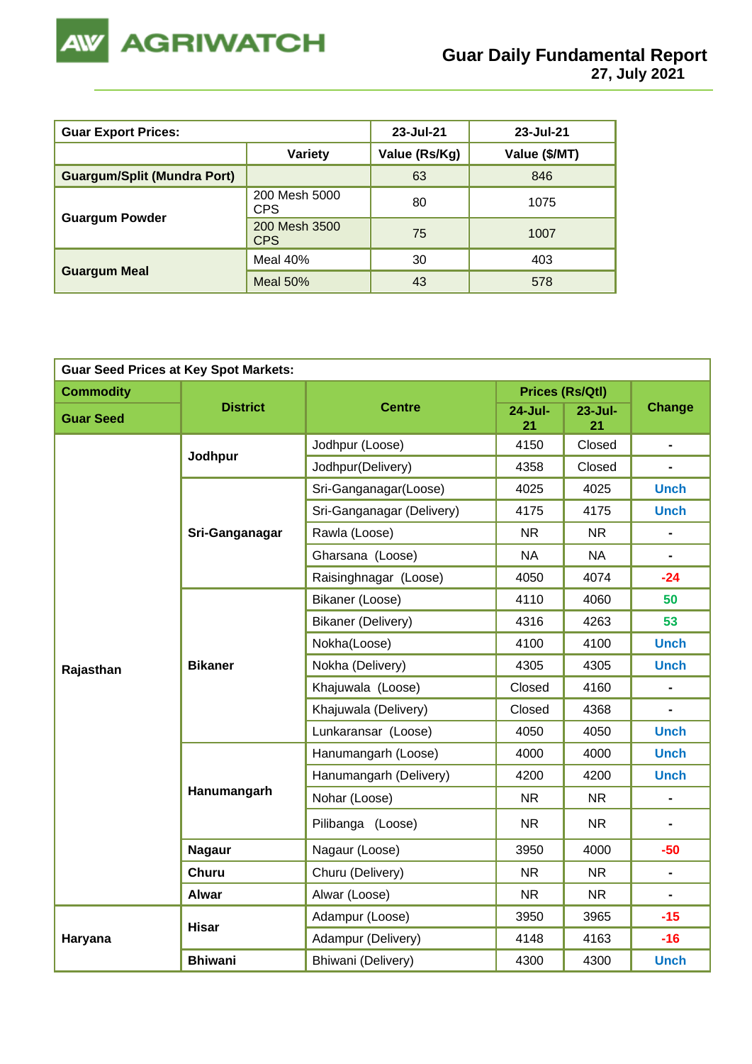# Guar Daily Fundamental Report
**27, July 2021**

| Guar Export Prices: | | 23-Jul-21 | 23-Jul-21 |
|---|---|---|---|
| | Variety | Value (Rs/Kg) | Value ($/MT) |
| Guargum/Split (Mundra Port) | | 63 | 846 |
| Guargum Powder | 200 Mesh 5000 CPS | 80 | 1075 |
| | 200 Mesh 3500 CPS | 75 | 1007 |
| Guargum Meal | Meal 40% | 30 | 403 |
| | Meal 50% | 43 | 578 |

| Guar Seed Prices at Key Spot Markets: | | | | | |
|---|---|---|---|---|---|
| Commodity | District | Centre | Prices (Rs/Qtl) | | Change |
| Guar Seed | | | 24-Jul-21 | 23-Jul-21 | |
| Rajasthan | Jodhpur | Jodhpur (Loose) | 4150 | Closed | - |
| | | Jodhpur(Delivery) | 4358 | Closed | - |
| | Sri-Ganganagar | Sri-Ganganagar(Loose) | 4025 | 4025 | Unch |
| | | Sri-Ganganagar (Delivery) | 4175 | 4175 | Unch |
| | | Rawla (Loose) | NR | NR | - |
| | | Gharsana (Loose) | NA | NA | - |
| | | Raisinghnagar (Loose) | 4050 | 4074 | -24 |
| | Bikaner | Bikaner (Loose) | 4110 | 4060 | 50 |
| | | Bikaner (Delivery) | 4316 | 4263 | 53 |
| | | Nokha(Loose) | 4100 | 4100 | Unch |
| | | Nokha (Delivery) | 4305 | 4305 | Unch |
| | | Khajuwala (Loose) | Closed | 4160 | - |
| | | Khajuwala (Delivery) | Closed | 4368 | - |
| | | Lunkaransar (Loose) | 4050 | 4050 | Unch |
| | Hanumangarh | Hanumangarh (Loose) | 4000 | 4000 | Unch |
| | | Hanumangarh (Delivery) | 4200 | 4200 | Unch |
| | | Nohar (Loose) | NR | NR | - |
| | | Pilibanga (Loose) | NR | NR | - |
| | Nagaur | Nagaur (Loose) | 3950 | 4000 | -50 |
| | Churu | Churu (Delivery) | NR | NR | - |
| | Alwar | Alwar (Loose) | NR | NR | - |
| Haryana | Hisar | Adampur (Loose) | 3950 | 3965 | -15 |
| | | Adampur (Delivery) | 4148 | 4163 | -16 |
| | Bhiwani | Bhiwani (Delivery) | 4300 | 4300 | Unch |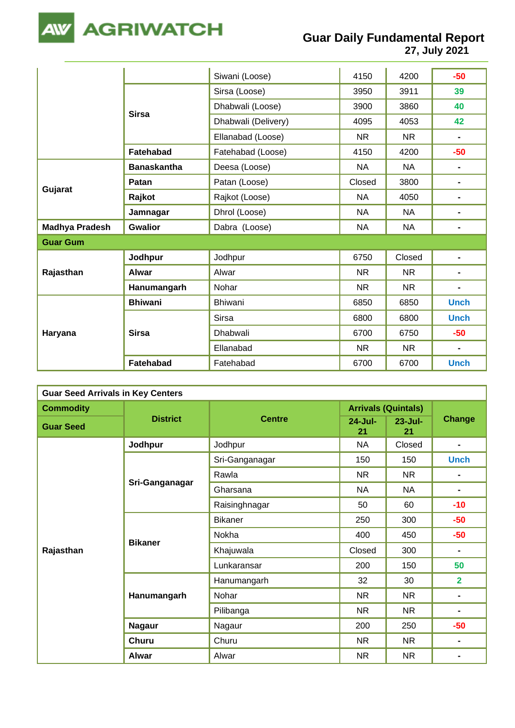| | | Siwani (Loose) | 4150 | 4200 | -50 |
|---|---|---|---|---|---|
| | Sirsa | Sirsa (Loose) | 3950 | 3911 | 39 |
| | | Dhabwali (Loose) | 3900 | 3860 | 40 |
| | | Dhabwali (Delivery) | 4095 | 4053 | 42 |
| | | Ellanabad (Loose) | NR | NR | - |
| | Fatehabad | Fatehabad (Loose) | 4150 | 4200 | -50 |
| Gujarat | Banaskantha | Deesa (Loose) | NA | NA | - |
| | Patan | Patan (Loose) | Closed | 3800 | - |
| | Rajkot | Rajkot (Loose) | NA | 4050 | - |
| | Jamnagar | Dhrol (Loose) | NA | NA | - |
| Madhya Pradesh | Gwalior | Dabra (Loose) | NA | NA | - |
| **Guar Gum** | | | | | |
| Rajasthan | Jodhpur | Jodhpur | 6750 | Closed | - |
| | Alwar | Alwar | NR | NR | - |
| | Hanumangarh | Nohar | NR | NR | - |
| Haryana | Bhiwani | Bhiwani | 6850 | 6850 | Unch |
| | Sirsa | Sirsa | 6800 | 6800 | Unch |
| | | Dhabwali | 6700 | 6750 | -50 |
| | | Ellanabad | NR | NR | - |
| | Fatehabad | Fatehabad | 6700 | 6700 | Unch |

**Guar Seed Arrivals in Key Centers**

| Commodity | District | Centre | Arrivals (Quintals) | | Change |
|---|---|---|---|---|---|
| Guar Seed | | | 24-Jul-21 | 23-Jul-21 | |
| Rajasthan | Jodhpur | Jodhpur | NA | Closed | - |
| | Sri-Ganganagar | Sri-Ganganagar | 150 | 150 | Unch |
| | | Rawla | NR | NR | - |
| | | Gharsana | NA | NA | - |
| | | Raisinghnagar | 50 | 60 | -10 |
| | Bikaner | Bikaner | 250 | 300 | -50 |
| | | Nokha | 400 | 450 | -50 |
| | | Khajuwala | Closed | 300 | - |
| | | Lunkaransar | 200 | 150 | 50 |
| | Hanumangarh | Hanumangarh | 32 | 30 | 2 |
| | | Nohar | NR | NR | - |
| | | Pilibanga | NR | NR | - |
| | Nagaur | Nagaur | 200 | 250 | -50 |
| | Churu | Churu | NR | NR | - |
| | Alwar | Alwar | NR | NR | - |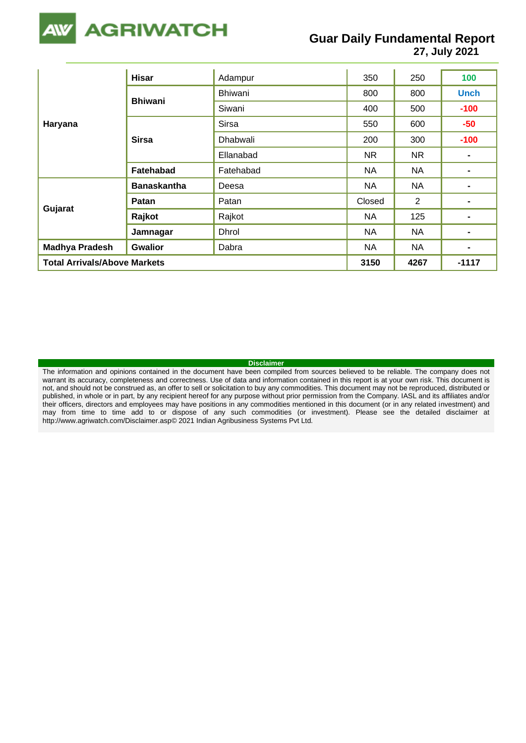| | | | | | |
|---|---|---|---|---|---|
| Haryana | Hisar | Adampur | 350 | 250 | 100 |
| | Bhiwani | Bhiwani | 800 | 800 | Unch |
| | | Siwani | 400 | 500 | -100 |
| | Sirsa | Sirsa | 550 | 600 | -50 |
| | | Dhabwali | 200 | 300 | -100 |
| | | Ellanabad | NR | NR | - |
| | Fatehabad | Fatehabad | NA | NA | - |
| Gujarat | Banaskantha | Deesa | NA | NA | - |
| | Patan | Patan | Closed | 2 | - |
| | Rajkot | Rajkot | NA | 125 | - |
| | Jamnagar | Dhrol | NA | NA | - |
| Madhya Pradesh | Gwalior | Dabra | NA | NA | - |
| **Total Arrivals/Above Markets** | | | **3150** | **4267** | **-1117** |

**Disclaimer**

The information and opinions contained in the document have been compiled from sources believed to be reliable. The company does not warrant its accuracy, completeness and correctness. Use of data and information contained in this report is at your own risk. This document is not, and should not be construed as, an offer to sell or solicitation to buy any commodities. This document may not be reproduced, distributed or published, in whole or in part, by any recipient hereof for any purpose without prior permission from the Company. IASL and its affiliates and/or their officers, directors and employees may have positions in any commodities mentioned in this document (or in any related investment) and may from time to time add to or dispose of any such commodities (or investment). Please see the detailed disclaimer at http://www.agriwatch.com/Disclaimer.asp© 2021 Indian Agribusiness Systems Pvt Ltd.